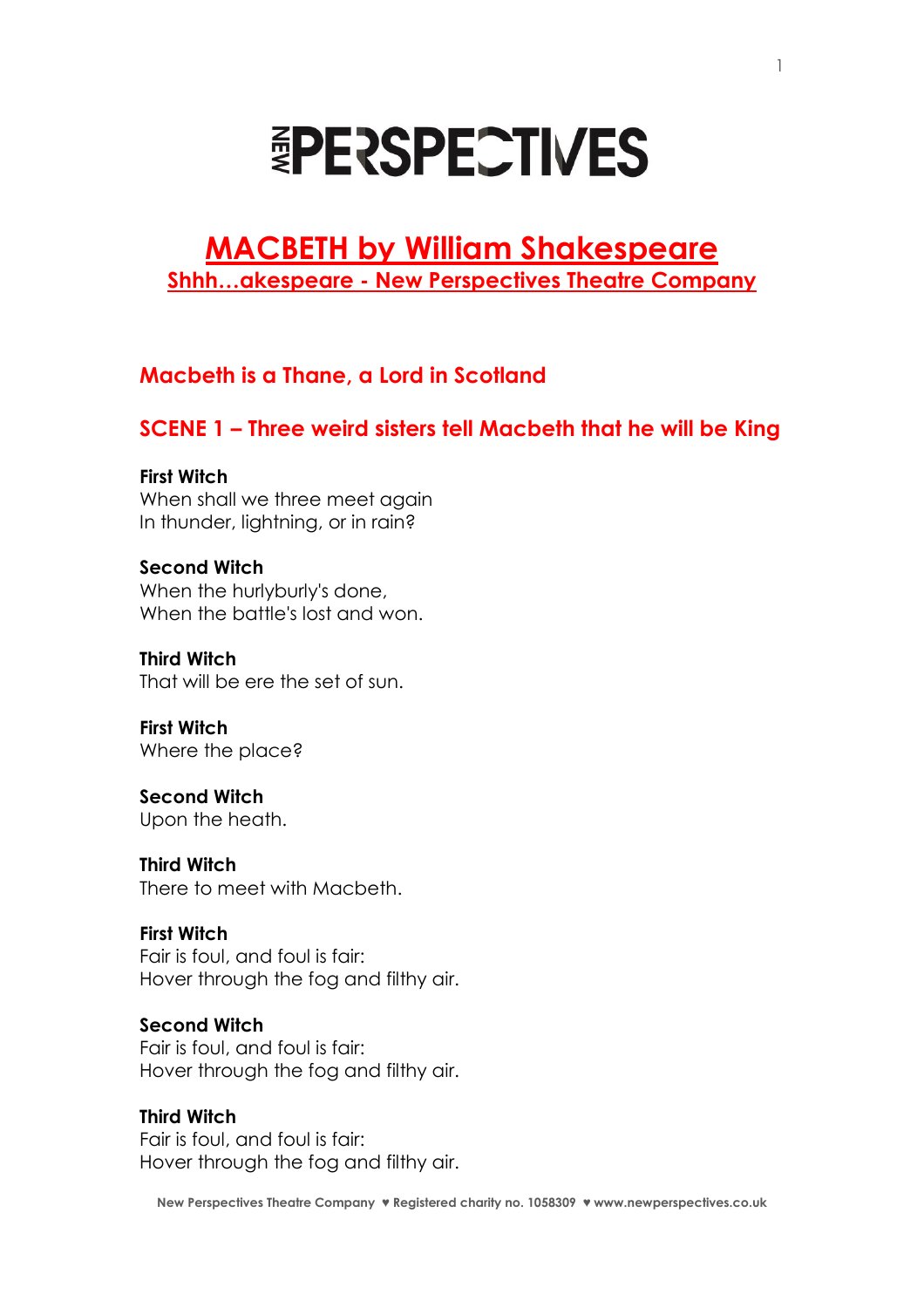# NEW PERSPECTIVES

# MACBETH by William Shakespeare

## Shhh…akespeare - New Perspectives Theatre Company

### Macbeth is a Thane, a Lord in Scotland

### SCENE 1 – Three weird sisters tell Macbeth that he will be King

**First Witch**
When shall we three meet again
In thunder, lightning, or in rain?

**Second Witch**
When the hurlyburly's done,
When the battle's lost and won.

**Third Witch**
That will be ere the set of sun.

**First Witch**
Where the place?

**Second Witch**
Upon the heath.

**Third Witch**
There to meet with Macbeth.

**First Witch**
Fair is foul, and foul is fair:
Hover through the fog and filthy air.

**Second Witch**
Fair is foul, and foul is fair:
Hover through the fog and filthy air.

**Third Witch**
Fair is foul, and foul is fair:
Hover through the fog and filthy air.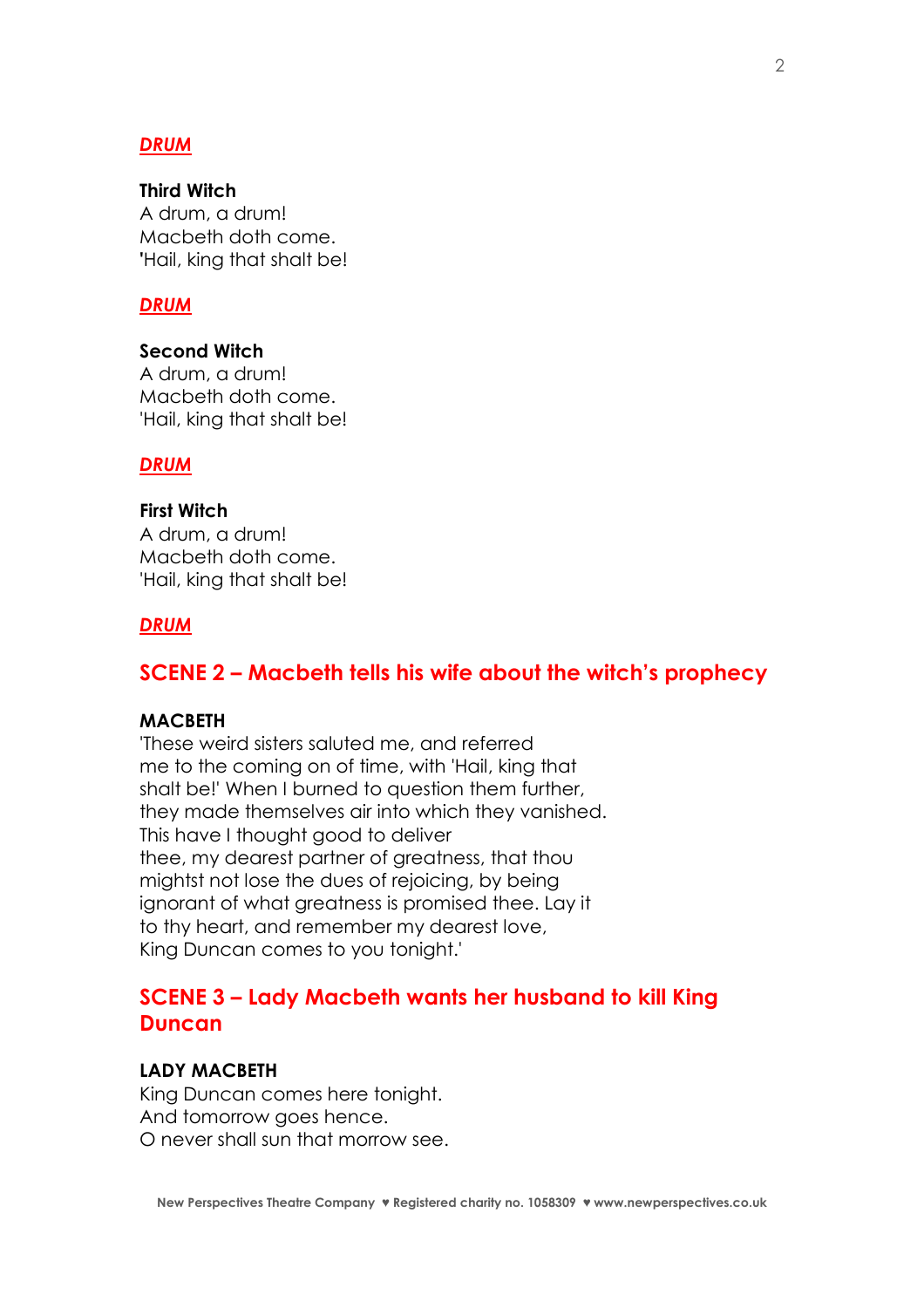***DRUM***

**Third Witch**
A drum, a drum!
Macbeth doth come.
'Hail, king that shalt be!

***DRUM***

**Second Witch**
A drum, a drum!
Macbeth doth come.
'Hail, king that shalt be!

***DRUM***

**First Witch**
A drum, a drum!
Macbeth doth come.
'Hail, king that shalt be!

***DRUM***

## SCENE 2 – Macbeth tells his wife about the witch's prophecy

**MACBETH**
'These weird sisters saluted me, and referred
me to the coming on of time, with 'Hail, king that
shalt be!' When I burned to question them further,
they made themselves air into which they vanished.
This have I thought good to deliver
thee, my dearest partner of greatness, that thou
mightst not lose the dues of rejoicing, by being
ignorant of what greatness is promised thee. Lay it
to thy heart, and remember my dearest love,
King Duncan comes to you tonight.'

## SCENE 3 – Lady Macbeth wants her husband to kill King Duncan

**LADY MACBETH**
King Duncan comes here tonight.
And tomorrow goes hence.
O never shall sun that morrow see.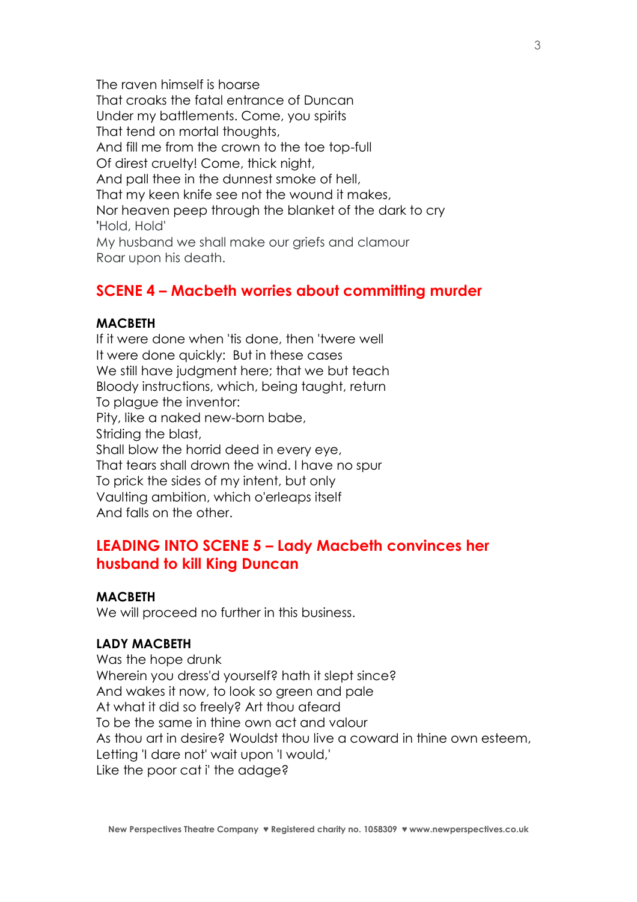The raven himself is hoarse  
That croaks the fatal entrance of Duncan  
Under my battlements. Come, you spirits  
That tend on mortal thoughts,  
And fill me from the crown to the toe top-full  
Of direst cruelty! Come, thick night,  
And pall thee in the dunnest smoke of hell,  
That my keen knife see not the wound it makes,  
Nor heaven peep through the blanket of the dark to cry  
'Hold, Hold'  
My husband we shall make our griefs and clamour  
Roar upon his death.

## SCENE 4 – Macbeth worries about committing murder

**MACBETH**  
If it were done when 'tis done, then 'twere well  
It were done quickly: But in these cases  
We still have judgment here; that we but teach  
Bloody instructions, which, being taught, return  
To plague the inventor:  
Pity, like a naked new-born babe,  
Striding the blast,  
Shall blow the horrid deed in every eye,  
That tears shall drown the wind. I have no spur  
To prick the sides of my intent, but only  
Vaulting ambition, which o'erleaps itself  
And falls on the other.

## LEADING INTO SCENE 5 – Lady Macbeth convinces her husband to kill King Duncan

**MACBETH**  
We will proceed no further in this business.

**LADY MACBETH**  
Was the hope drunk  
Wherein you dress'd yourself? hath it slept since?  
And wakes it now, to look so green and pale  
At what it did so freely? Art thou afeard  
To be the same in thine own act and valour  
As thou art in desire? Wouldst thou live a coward in thine own esteem,  
Letting 'I dare not' wait upon 'I would,'  
Like the poor cat i' the adage?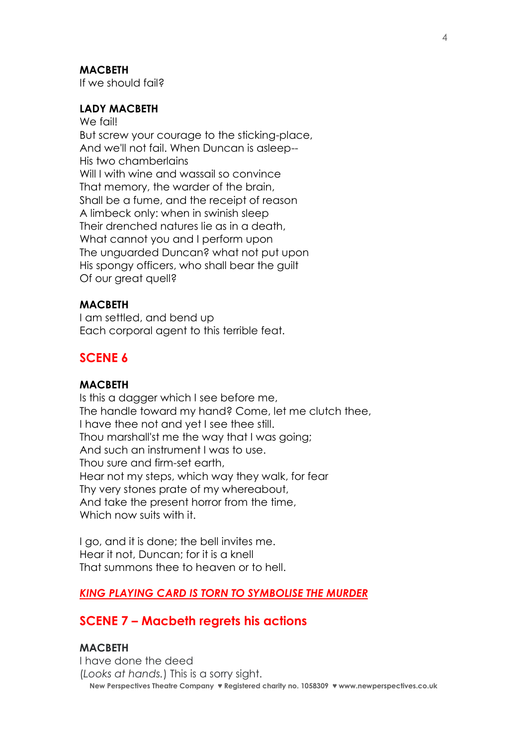**MACBETH**
If we should fail?

**LADY MACBETH**
We fail!
But screw your courage to the sticking-place,
And we'll not fail. When Duncan is asleep--
His two chamberlains
Will I with wine and wassail so convince
That memory, the warder of the brain,
Shall be a fume, and the receipt of reason
A limbeck only: when in swinish sleep
Their drenched natures lie as in a death,
What cannot you and I perform upon
The unguarded Duncan? what not put upon
His spongy officers, who shall bear the guilt
Of our great quell?

**MACBETH**
I am settled, and bend up
Each corporal agent to this terrible feat.

## SCENE 6

**MACBETH**
Is this a dagger which I see before me,
The handle toward my hand? Come, let me clutch thee,
I have thee not and yet I see thee still.
Thou marshall'st me the way that I was going;
And such an instrument I was to use.
Thou sure and firm-set earth,
Hear not my steps, which way they walk, for fear
Thy very stones prate of my whereabout,
And take the present horror from the time,
Which now suits with it.

I go, and it is done; the bell invites me.
Hear it not, Duncan; for it is a knell
That summons thee to heaven or to hell.

***KING PLAYING CARD IS TORN TO SYMBOLISE THE MURDER***

## SCENE 7 – Macbeth regrets his actions

**MACBETH**
I have done the deed
(*Looks at hands.*) This is a sorry sight.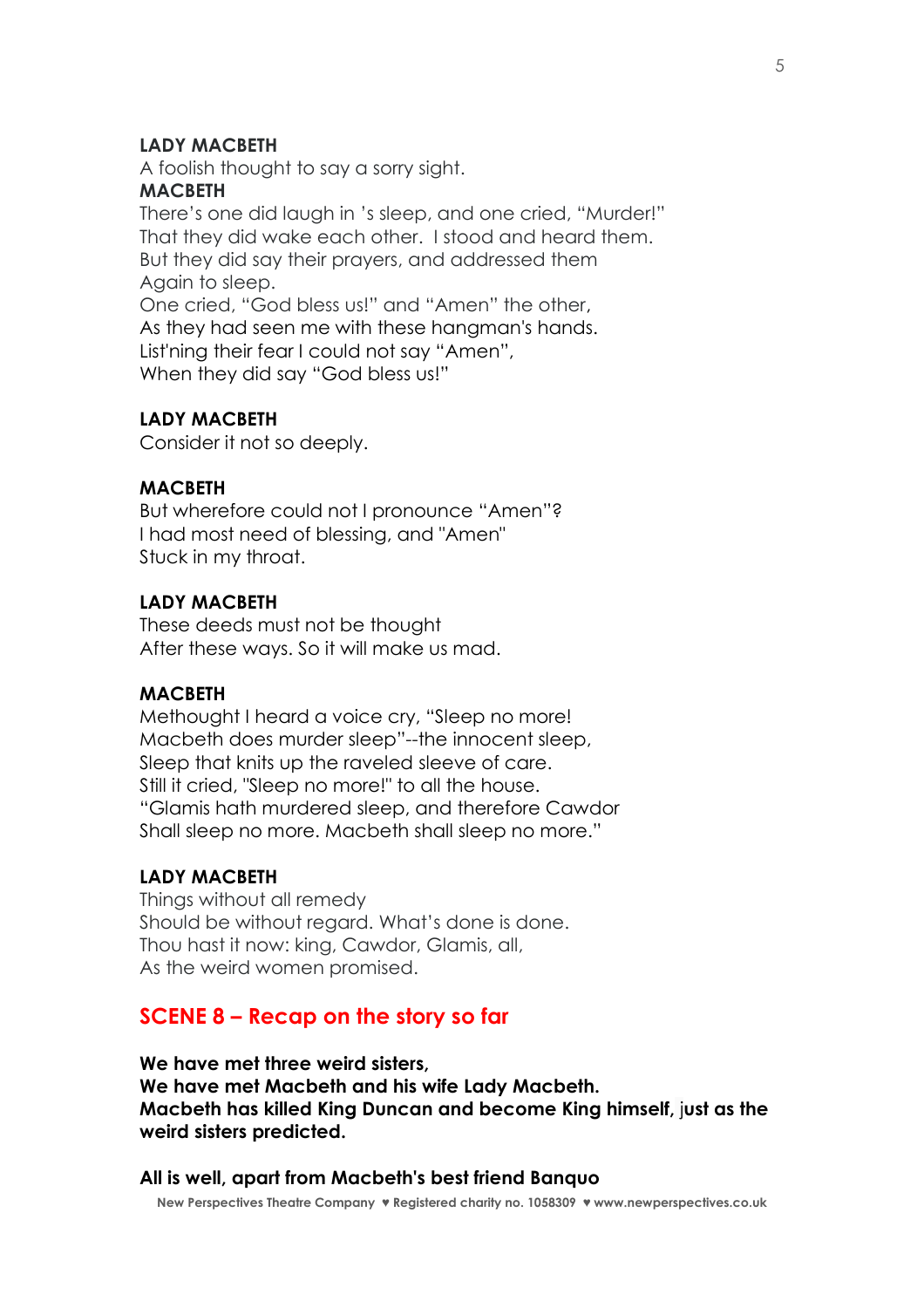**LADY MACBETH**
A foolish thought to say a sorry sight.
**MACBETH**
There's one did laugh in 's sleep, and one cried, "Murder!"
That they did wake each other. I stood and heard them.
But they did say their prayers, and addressed them
Again to sleep.
One cried, "God bless us!" and "Amen" the other,
As they had seen me with these hangman's hands.
List'ning their fear I could not say "Amen",
When they did say "God bless us!"

**LADY MACBETH**
Consider it not so deeply.

**MACBETH**
But wherefore could not I pronounce "Amen"?
I had most need of blessing, and "Amen"
Stuck in my throat.

**LADY MACBETH**
These deeds must not be thought
After these ways. So it will make us mad.

**MACBETH**
Methought I heard a voice cry, "Sleep no more!
Macbeth does murder sleep"--the innocent sleep,
Sleep that knits up the raveled sleeve of care.
Still it cried, "Sleep no more!" to all the house.
"Glamis hath murdered sleep, and therefore Cawdor
Shall sleep no more. Macbeth shall sleep no more."

**LADY MACBETH**
Things without all remedy
Should be without regard. What's done is done.
Thou hast it now: king, Cawdor, Glamis, all,
As the weird women promised.

## SCENE 8 – Recap on the story so far

**We have met three weird sisters,**
**We have met Macbeth and his wife Lady Macbeth.**
**Macbeth has killed King Duncan and become King himself, just as the weird sisters predicted.**

**All is well, apart from Macbeth's best friend Banquo**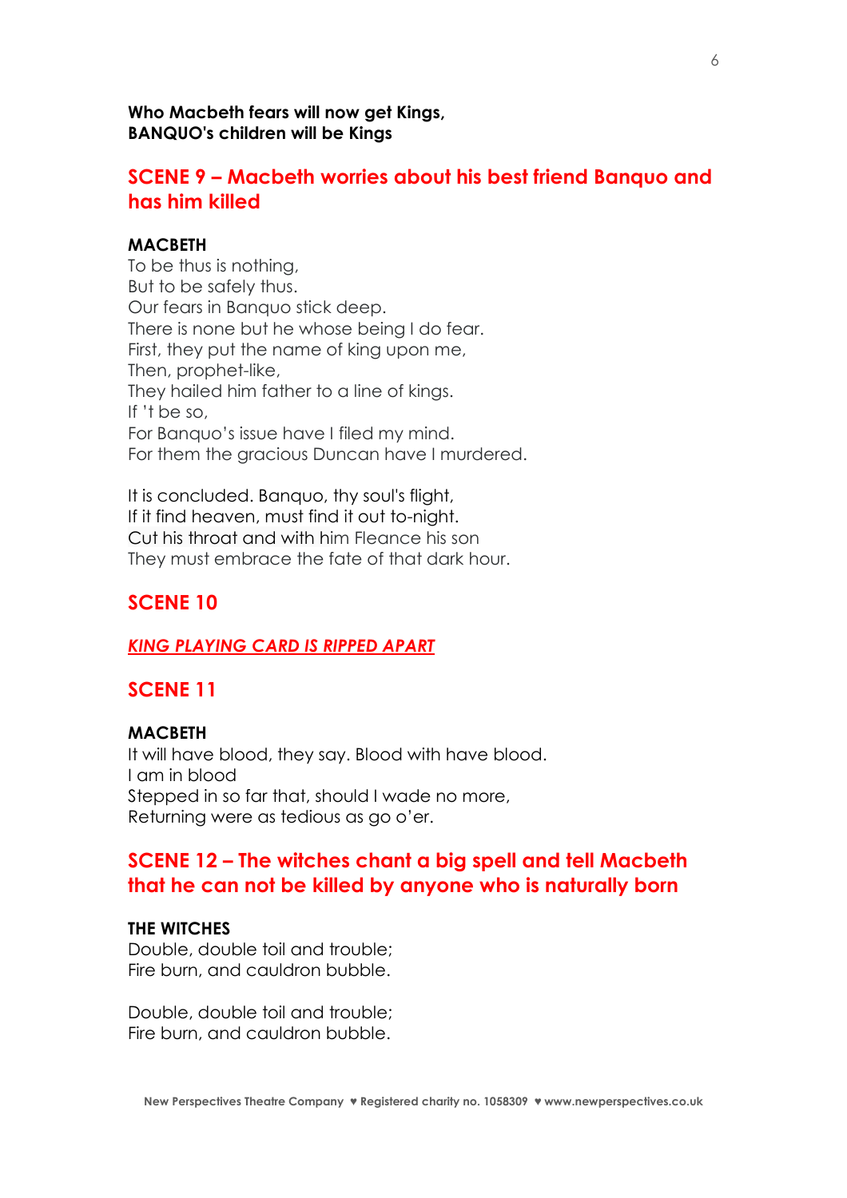**Who Macbeth fears will now get Kings,**
**BANQUO's children will be Kings**

## SCENE 9 – Macbeth worries about his best friend Banquo and has him killed

**MACBETH**
To be thus is nothing,
But to be safely thus.
Our fears in Banquo stick deep.
There is none but he whose being I do fear.
First, they put the name of king upon me,
Then, prophet-like,
They hailed him father to a line of kings.
If 't be so,
For Banquo's issue have I filed my mind.
For them the gracious Duncan have I murdered.

It is concluded. Banquo, thy soul's flight,
If it find heaven, must find it out to-night.
Cut his throat and with him Fleance his son
They must embrace the fate of that dark hour.

## SCENE 10

***KING PLAYING CARD IS RIPPED APART***

## SCENE 11

**MACBETH**
It will have blood, they say. Blood with have blood.
I am in blood
Stepped in so far that, should I wade no more,
Returning were as tedious as go o'er.

## SCENE 12 – The witches chant a big spell and tell Macbeth that he can not be killed by anyone who is naturally born

**THE WITCHES**
Double, double toil and trouble;
Fire burn, and cauldron bubble.

Double, double toil and trouble;
Fire burn, and cauldron bubble.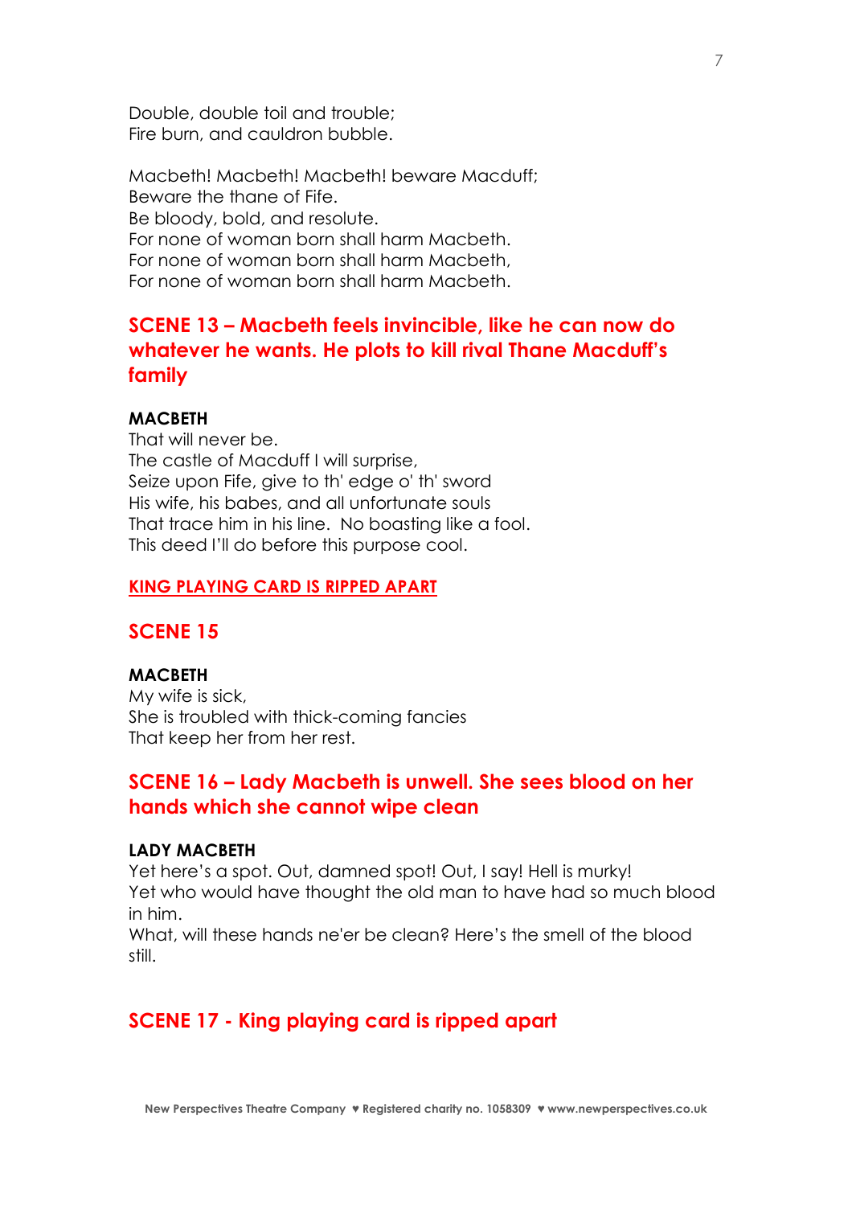Double, double toil and trouble;
Fire burn, and cauldron bubble.

Macbeth! Macbeth! Macbeth! beware Macduff;
Beware the thane of Fife.
Be bloody, bold, and resolute.
For none of woman born shall harm Macbeth.
For none of woman born shall harm Macbeth,
For none of woman born shall harm Macbeth.

## SCENE 13 – Macbeth feels invincible, like he can now do whatever he wants. He plots to kill rival Thane Macduff's family

**MACBETH**
That will never be.
The castle of Macduff I will surprise,
Seize upon Fife, give to th' edge o' th' sword
His wife, his babes, and all unfortunate souls
That trace him in his line. No boasting like a fool.
This deed I'll do before this purpose cool.

**KING PLAYING CARD IS RIPPED APART**

## SCENE 15

**MACBETH**
My wife is sick,
She is troubled with thick-coming fancies
That keep her from her rest.

## SCENE 16 – Lady Macbeth is unwell. She sees blood on her hands which she cannot wipe clean

**LADY MACBETH**
Yet here's a spot. Out, damned spot! Out, I say! Hell is murky!
Yet who would have thought the old man to have had so much blood in him.
What, will these hands ne'er be clean? Here's the smell of the blood still.

## SCENE 17 - King playing card is ripped apart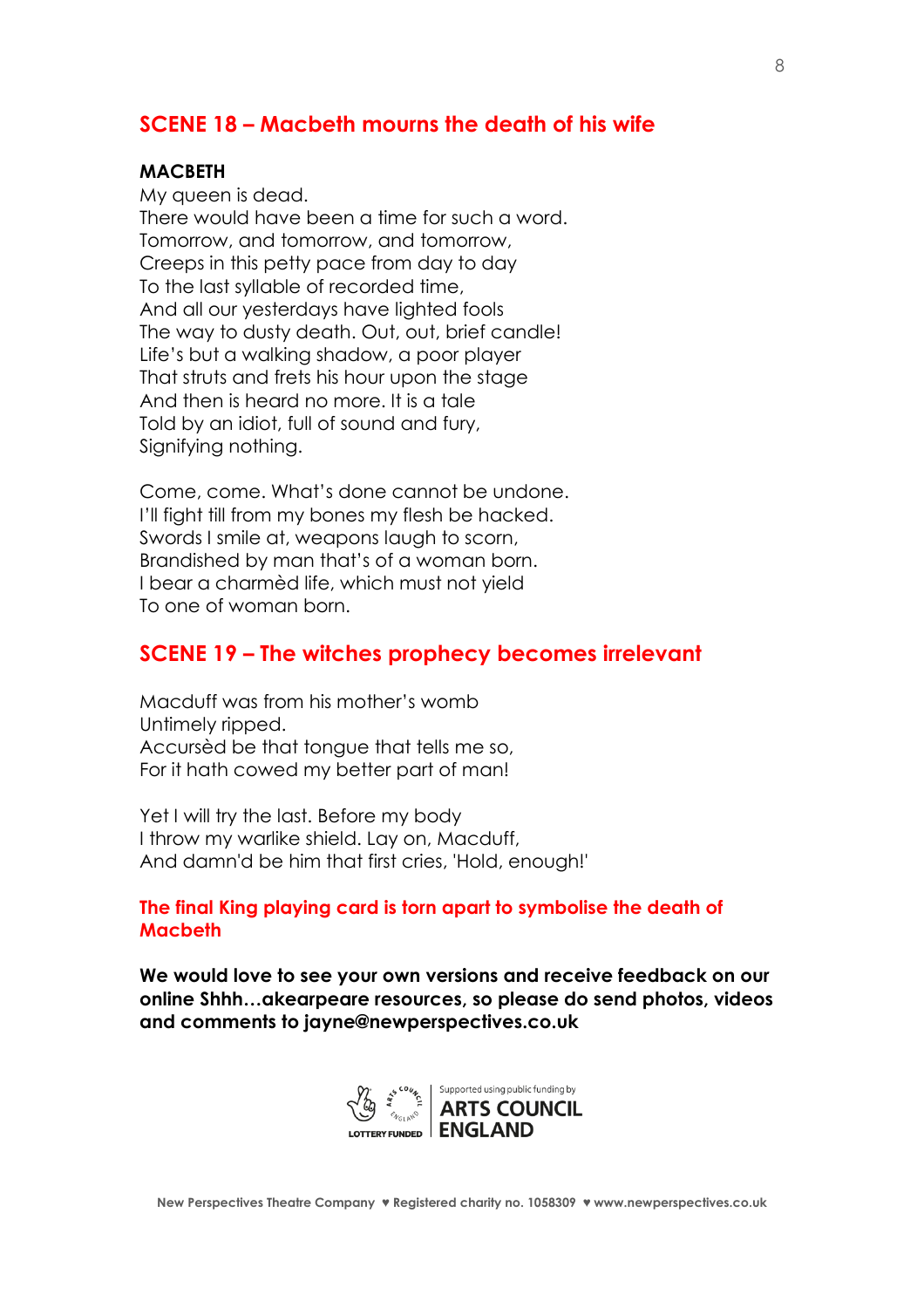## SCENE 18 – Macbeth mourns the death of his wife

**MACBETH**

My queen is dead.
There would have been a time for such a word.
Tomorrow, and tomorrow, and tomorrow,
Creeps in this petty pace from day to day
To the last syllable of recorded time,
And all our yesterdays have lighted fools
The way to dusty death. Out, out, brief candle!
Life's but a walking shadow, a poor player
That struts and frets his hour upon the stage
And then is heard no more. It is a tale
Told by an idiot, full of sound and fury,
Signifying nothing.

Come, come. What's done cannot be undone.
I'll fight till from my bones my flesh be hacked.
Swords I smile at, weapons laugh to scorn,
Brandished by man that's of a woman born.
I bear a charmèd life, which must not yield
To one of woman born.

## SCENE 19 – The witches prophecy becomes irrelevant

Macduff was from his mother's womb
Untimely ripped.
Accursèd be that tongue that tells me so,
For it hath cowed my better part of man!

Yet I will try the last. Before my body
I throw my warlike shield. Lay on, Macduff,
And damn'd be him that first cries, 'Hold, enough!'

**The final King playing card is torn apart to symbolise the death of Macbeth**

**We would love to see your own versions and receive feedback on our online Shhh…akearpeare resources, so please do send photos, videos and comments to jayne@newperspectives.co.uk**

LOTTERY FUNDED | Supported using public funding by ARTS COUNCIL ENGLAND

New Perspectives Theatre Company ♥ Registered charity no. 1058309 ♥ www.newperspectives.co.uk